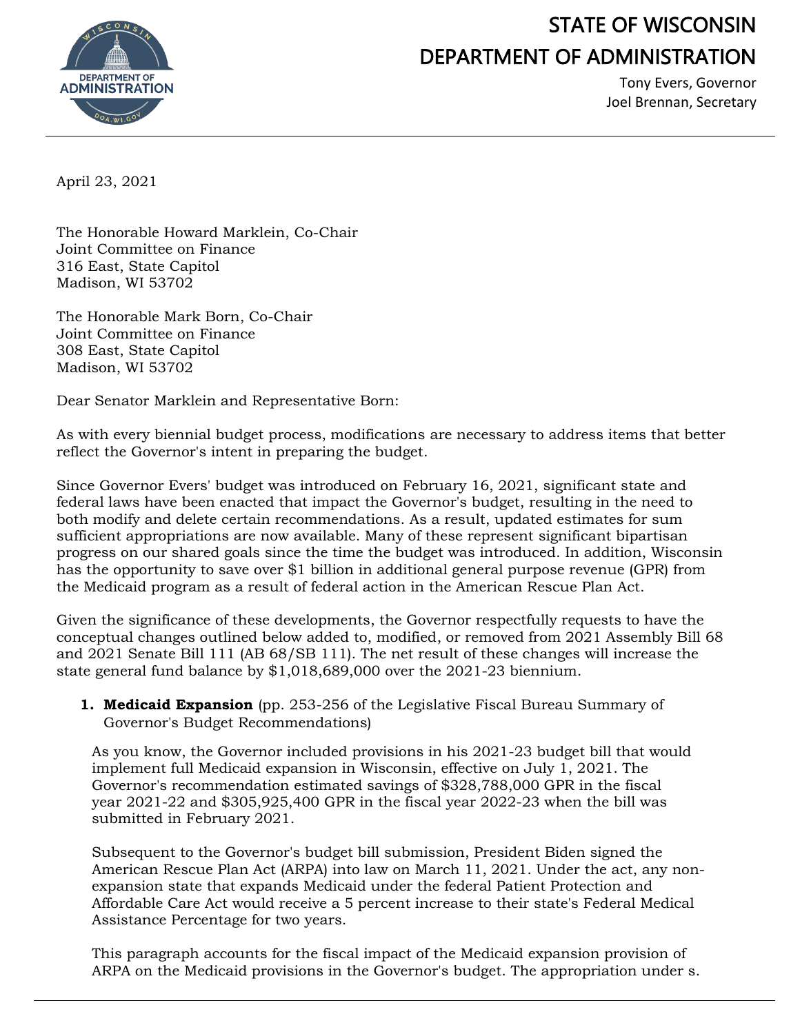# STATE OF WISCONSIN
# DEPARTMENT OF ADMINISTRATION

Tony Evers, Governor
Joel Brennan, Secretary

---

April 23, 2021

The Honorable Howard Marklein, Co-Chair
Joint Committee on Finance
316 East, State Capitol
Madison, WI 53702

The Honorable Mark Born, Co-Chair
Joint Committee on Finance
308 East, State Capitol
Madison, WI 53702

Dear Senator Marklein and Representative Born:

As with every biennial budget process, modifications are necessary to address items that better reflect the Governor's intent in preparing the budget.

Since Governor Evers' budget was introduced on February 16, 2021, significant state and federal laws have been enacted that impact the Governor's budget, resulting in the need to both modify and delete certain recommendations. As a result, updated estimates for sum sufficient appropriations are now available. Many of these represent significant bipartisan progress on our shared goals since the time the budget was introduced. In addition, Wisconsin has the opportunity to save over $1 billion in additional general purpose revenue (GPR) from the Medicaid program as a result of federal action in the American Rescue Plan Act.

Given the significance of these developments, the Governor respectfully requests to have the conceptual changes outlined below added to, modified, or removed from 2021 Assembly Bill 68 and 2021 Senate Bill 111 (AB 68/SB 111). The net result of these changes will increase the state general fund balance by $1,018,689,000 over the 2021-23 biennium.

1. **Medicaid Expansion** (pp. 253-256 of the Legislative Fiscal Bureau Summary of Governor's Budget Recommendations)

   As you know, the Governor included provisions in his 2021-23 budget bill that would implement full Medicaid expansion in Wisconsin, effective on July 1, 2021. The Governor's recommendation estimated savings of $328,788,000 GPR in the fiscal year 2021-22 and $305,925,400 GPR in the fiscal year 2022-23 when the bill was submitted in February 2021.

   Subsequent to the Governor's budget bill submission, President Biden signed the American Rescue Plan Act (ARPA) into law on March 11, 2021. Under the act, any non-expansion state that expands Medicaid under the federal Patient Protection and Affordable Care Act would receive a 5 percent increase to their state's Federal Medical Assistance Percentage for two years.

   This paragraph accounts for the fiscal impact of the Medicaid expansion provision of ARPA on the Medicaid provisions in the Governor's budget. The appropriation under s.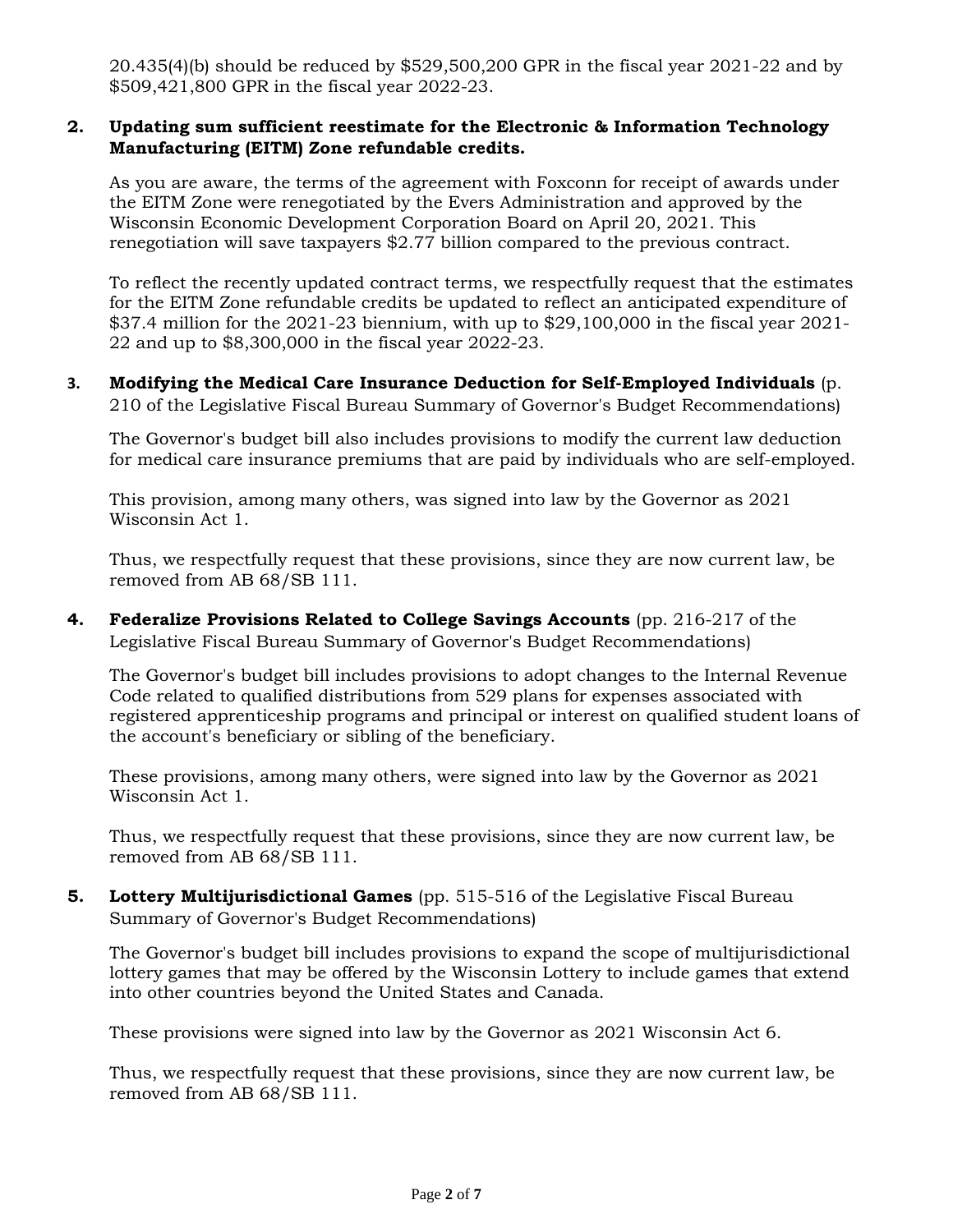20.435(4)(b) should be reduced by $529,500,200 GPR in the fiscal year 2021-22 and by $509,421,800 GPR in the fiscal year 2022-23.

2. **Updating sum sufficient reestimate for the Electronic & Information Technology Manufacturing (EITM) Zone refundable credits.**

   As you are aware, the terms of the agreement with Foxconn for receipt of awards under the EITM Zone were renegotiated by the Evers Administration and approved by the Wisconsin Economic Development Corporation Board on April 20, 2021. This renegotiation will save taxpayers $2.77 billion compared to the previous contract.

   To reflect the recently updated contract terms, we respectfully request that the estimates for the EITM Zone refundable credits be updated to reflect an anticipated expenditure of $37.4 million for the 2021-23 biennium, with up to $29,100,000 in the fiscal year 2021-22 and up to $8,300,000 in the fiscal year 2022-23.

3. **Modifying the Medical Care Insurance Deduction for Self-Employed Individuals** (p. 210 of the Legislative Fiscal Bureau Summary of Governor's Budget Recommendations)

   The Governor's budget bill also includes provisions to modify the current law deduction for medical care insurance premiums that are paid by individuals who are self-employed.

   This provision, among many others, was signed into law by the Governor as 2021 Wisconsin Act 1.

   Thus, we respectfully request that these provisions, since they are now current law, be removed from AB 68/SB 111.

4. **Federalize Provisions Related to College Savings Accounts** (pp. 216-217 of the Legislative Fiscal Bureau Summary of Governor's Budget Recommendations)

   The Governor's budget bill includes provisions to adopt changes to the Internal Revenue Code related to qualified distributions from 529 plans for expenses associated with registered apprenticeship programs and principal or interest on qualified student loans of the account's beneficiary or sibling of the beneficiary.

   These provisions, among many others, were signed into law by the Governor as 2021 Wisconsin Act 1.

   Thus, we respectfully request that these provisions, since they are now current law, be removed from AB 68/SB 111.

5. **Lottery Multijurisdictional Games** (pp. 515-516 of the Legislative Fiscal Bureau Summary of Governor's Budget Recommendations)

   The Governor's budget bill includes provisions to expand the scope of multijurisdictional lottery games that may be offered by the Wisconsin Lottery to include games that extend into other countries beyond the United States and Canada.

   These provisions were signed into law by the Governor as 2021 Wisconsin Act 6.

   Thus, we respectfully request that these provisions, since they are now current law, be removed from AB 68/SB 111.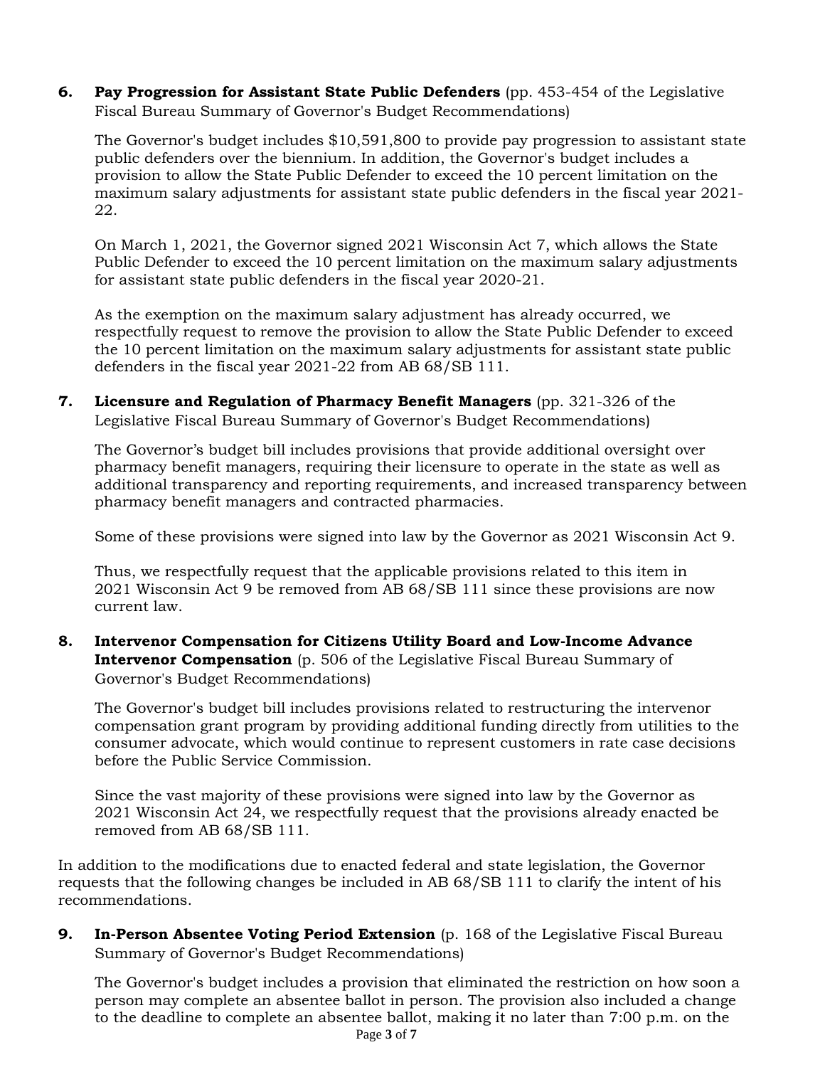6. **Pay Progression for Assistant State Public Defenders** (pp. 453-454 of the Legislative Fiscal Bureau Summary of Governor's Budget Recommendations)

   The Governor's budget includes $10,591,800 to provide pay progression to assistant state public defenders over the biennium. In addition, the Governor's budget includes a provision to allow the State Public Defender to exceed the 10 percent limitation on the maximum salary adjustments for assistant state public defenders in the fiscal year 2021-22.

   On March 1, 2021, the Governor signed 2021 Wisconsin Act 7, which allows the State Public Defender to exceed the 10 percent limitation on the maximum salary adjustments for assistant state public defenders in the fiscal year 2020-21.

   As the exemption on the maximum salary adjustment has already occurred, we respectfully request to remove the provision to allow the State Public Defender to exceed the 10 percent limitation on the maximum salary adjustments for assistant state public defenders in the fiscal year 2021-22 from AB 68/SB 111.

7. **Licensure and Regulation of Pharmacy Benefit Managers** (pp. 321-326 of the Legislative Fiscal Bureau Summary of Governor's Budget Recommendations)

   The Governor's budget bill includes provisions that provide additional oversight over pharmacy benefit managers, requiring their licensure to operate in the state as well as additional transparency and reporting requirements, and increased transparency between pharmacy benefit managers and contracted pharmacies.

   Some of these provisions were signed into law by the Governor as 2021 Wisconsin Act 9.

   Thus, we respectfully request that the applicable provisions related to this item in 2021 Wisconsin Act 9 be removed from AB 68/SB 111 since these provisions are now current law.

8. **Intervenor Compensation for Citizens Utility Board and Low-Income Advance Intervenor Compensation** (p. 506 of the Legislative Fiscal Bureau Summary of Governor's Budget Recommendations)

   The Governor's budget bill includes provisions related to restructuring the intervenor compensation grant program by providing additional funding directly from utilities to the consumer advocate, which would continue to represent customers in rate case decisions before the Public Service Commission.

   Since the vast majority of these provisions were signed into law by the Governor as 2021 Wisconsin Act 24, we respectfully request that the provisions already enacted be removed from AB 68/SB 111.

In addition to the modifications due to enacted federal and state legislation, the Governor requests that the following changes be included in AB 68/SB 111 to clarify the intent of his recommendations.

9. **In-Person Absentee Voting Period Extension** (p. 168 of the Legislative Fiscal Bureau Summary of Governor's Budget Recommendations)

   The Governor's budget includes a provision that eliminated the restriction on how soon a person may complete an absentee ballot in person. The provision also included a change to the deadline to complete an absentee ballot, making it no later than 7:00 p.m. on the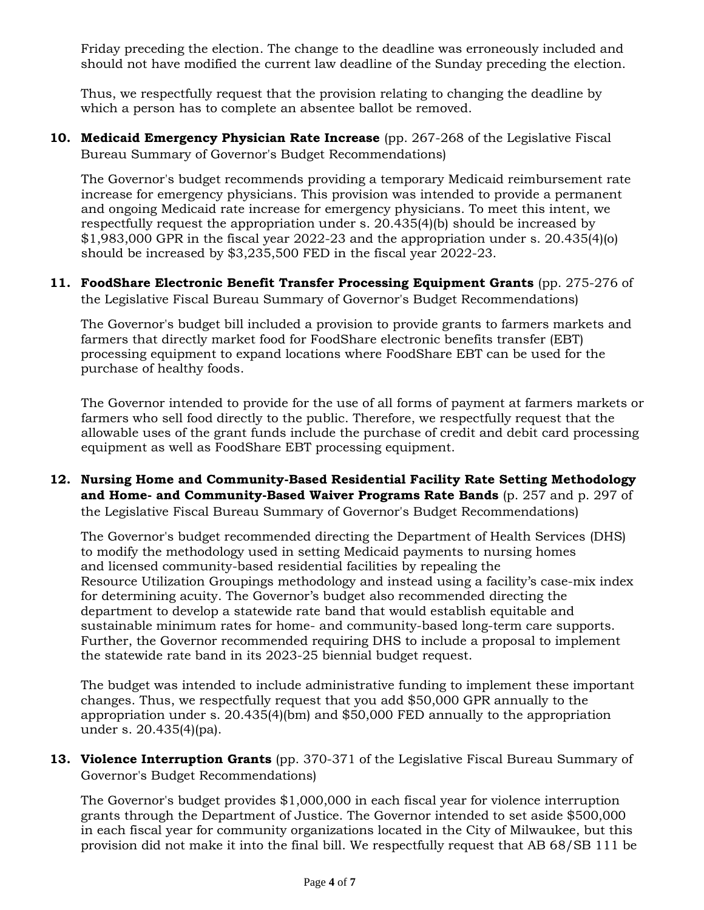Friday preceding the election. The change to the deadline was erroneously included and should not have modified the current law deadline of the Sunday preceding the election.

Thus, we respectfully request that the provision relating to changing the deadline by which a person has to complete an absentee ballot be removed.

10. **Medicaid Emergency Physician Rate Increase** (pp. 267-268 of the Legislative Fiscal Bureau Summary of Governor's Budget Recommendations)

    The Governor's budget recommends providing a temporary Medicaid reimbursement rate increase for emergency physicians. This provision was intended to provide a permanent and ongoing Medicaid rate increase for emergency physicians. To meet this intent, we respectfully request the appropriation under s. 20.435(4)(b) should be increased by $1,983,000 GPR in the fiscal year 2022-23 and the appropriation under s. 20.435(4)(o) should be increased by $3,235,500 FED in the fiscal year 2022-23.

11. **FoodShare Electronic Benefit Transfer Processing Equipment Grants** (pp. 275-276 of the Legislative Fiscal Bureau Summary of Governor's Budget Recommendations)

    The Governor's budget bill included a provision to provide grants to farmers markets and farmers that directly market food for FoodShare electronic benefits transfer (EBT) processing equipment to expand locations where FoodShare EBT can be used for the purchase of healthy foods.

    The Governor intended to provide for the use of all forms of payment at farmers markets or farmers who sell food directly to the public. Therefore, we respectfully request that the allowable uses of the grant funds include the purchase of credit and debit card processing equipment as well as FoodShare EBT processing equipment.

12. **Nursing Home and Community-Based Residential Facility Rate Setting Methodology and Home- and Community-Based Waiver Programs Rate Bands** (p. 257 and p. 297 of the Legislative Fiscal Bureau Summary of Governor's Budget Recommendations)

    The Governor's budget recommended directing the Department of Health Services (DHS) to modify the methodology used in setting Medicaid payments to nursing homes and licensed community-based residential facilities by repealing the Resource Utilization Groupings methodology and instead using a facility's case-mix index for determining acuity. The Governor's budget also recommended directing the department to develop a statewide rate band that would establish equitable and sustainable minimum rates for home- and community-based long-term care supports. Further, the Governor recommended requiring DHS to include a proposal to implement the statewide rate band in its 2023-25 biennial budget request.

    The budget was intended to include administrative funding to implement these important changes. Thus, we respectfully request that you add $50,000 GPR annually to the appropriation under s. 20.435(4)(bm) and $50,000 FED annually to the appropriation under s. 20.435(4)(pa).

13. **Violence Interruption Grants** (pp. 370-371 of the Legislative Fiscal Bureau Summary of Governor's Budget Recommendations)

    The Governor's budget provides $1,000,000 in each fiscal year for violence interruption grants through the Department of Justice. The Governor intended to set aside $500,000 in each fiscal year for community organizations located in the City of Milwaukee, but this provision did not make it into the final bill. We respectfully request that AB 68/SB 111 be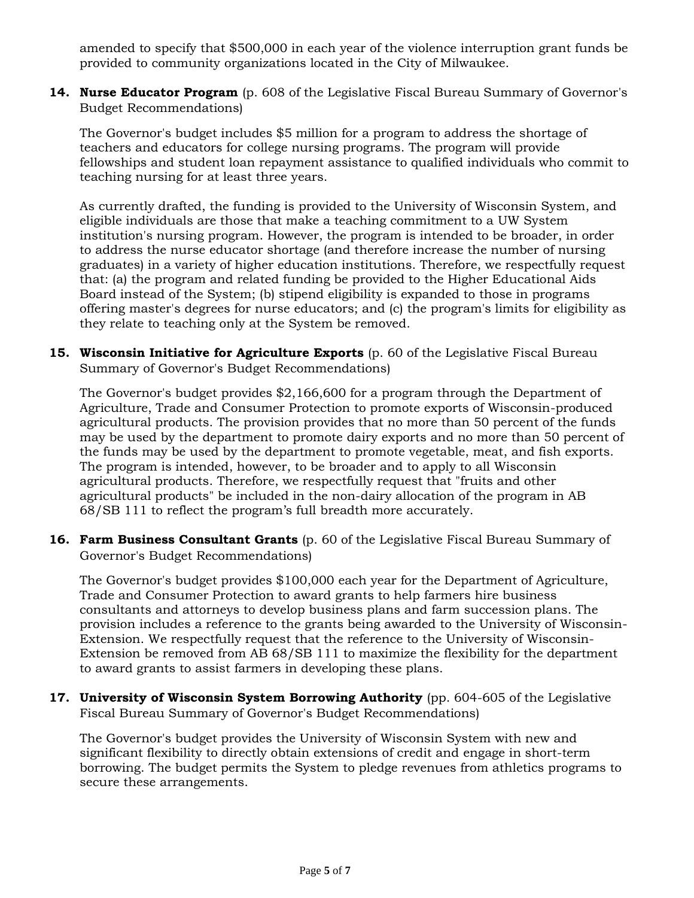amended to specify that $500,000 in each year of the violence interruption grant funds be provided to community organizations located in the City of Milwaukee.

**14. Nurse Educator Program** (p. 608 of the Legislative Fiscal Bureau Summary of Governor's Budget Recommendations)

The Governor's budget includes $5 million for a program to address the shortage of teachers and educators for college nursing programs. The program will provide fellowships and student loan repayment assistance to qualified individuals who commit to teaching nursing for at least three years.

As currently drafted, the funding is provided to the University of Wisconsin System, and eligible individuals are those that make a teaching commitment to a UW System institution's nursing program. However, the program is intended to be broader, in order to address the nurse educator shortage (and therefore increase the number of nursing graduates) in a variety of higher education institutions. Therefore, we respectfully request that: (a) the program and related funding be provided to the Higher Educational Aids Board instead of the System; (b) stipend eligibility is expanded to those in programs offering master's degrees for nurse educators; and (c) the program's limits for eligibility as they relate to teaching only at the System be removed.

**15. Wisconsin Initiative for Agriculture Exports** (p. 60 of the Legislative Fiscal Bureau Summary of Governor's Budget Recommendations)

The Governor's budget provides $2,166,600 for a program through the Department of Agriculture, Trade and Consumer Protection to promote exports of Wisconsin-produced agricultural products. The provision provides that no more than 50 percent of the funds may be used by the department to promote dairy exports and no more than 50 percent of the funds may be used by the department to promote vegetable, meat, and fish exports. The program is intended, however, to be broader and to apply to all Wisconsin agricultural products. Therefore, we respectfully request that "fruits and other agricultural products" be included in the non-dairy allocation of the program in AB 68/SB 111 to reflect the program's full breadth more accurately.

**16. Farm Business Consultant Grants** (p. 60 of the Legislative Fiscal Bureau Summary of Governor's Budget Recommendations)

The Governor's budget provides $100,000 each year for the Department of Agriculture, Trade and Consumer Protection to award grants to help farmers hire business consultants and attorneys to develop business plans and farm succession plans. The provision includes a reference to the grants being awarded to the University of Wisconsin-Extension. We respectfully request that the reference to the University of Wisconsin-Extension be removed from AB 68/SB 111 to maximize the flexibility for the department to award grants to assist farmers in developing these plans.

**17. University of Wisconsin System Borrowing Authority** (pp. 604-605 of the Legislative Fiscal Bureau Summary of Governor's Budget Recommendations)

The Governor's budget provides the University of Wisconsin System with new and significant flexibility to directly obtain extensions of credit and engage in short-term borrowing. The budget permits the System to pledge revenues from athletics programs to secure these arrangements.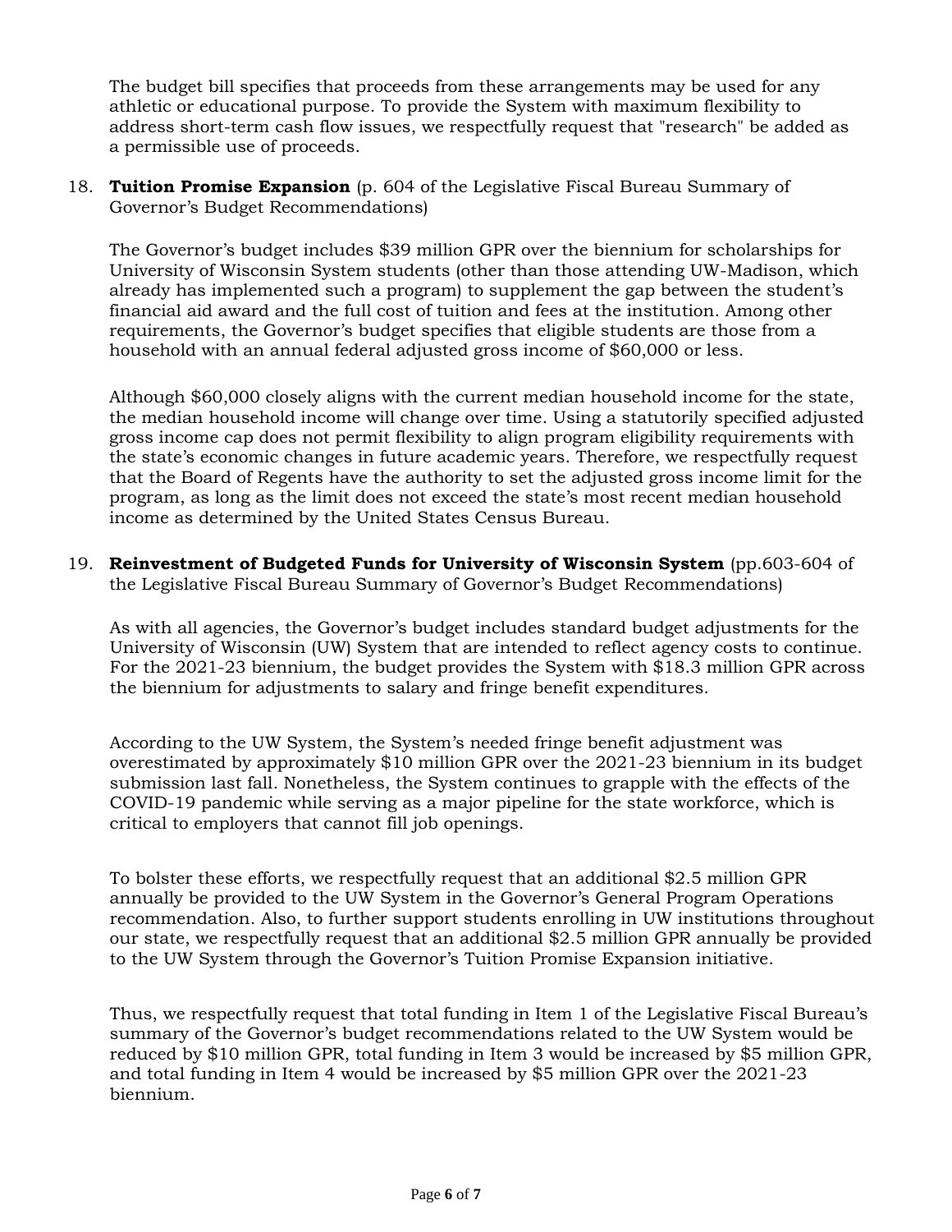The budget bill specifies that proceeds from these arrangements may be used for any athletic or educational purpose. To provide the System with maximum flexibility to address short-term cash flow issues, we respectfully request that "research" be added as a permissible use of proceeds.

18. **Tuition Promise Expansion** (p. 604 of the Legislative Fiscal Bureau Summary of Governor's Budget Recommendations)

    The Governor's budget includes $39 million GPR over the biennium for scholarships for University of Wisconsin System students (other than those attending UW-Madison, which already has implemented such a program) to supplement the gap between the student's financial aid award and the full cost of tuition and fees at the institution. Among other requirements, the Governor's budget specifies that eligible students are those from a household with an annual federal adjusted gross income of $60,000 or less.

    Although $60,000 closely aligns with the current median household income for the state, the median household income will change over time. Using a statutorily specified adjusted gross income cap does not permit flexibility to align program eligibility requirements with the state's economic changes in future academic years. Therefore, we respectfully request that the Board of Regents have the authority to set the adjusted gross income limit for the program, as long as the limit does not exceed the state's most recent median household income as determined by the United States Census Bureau.

19. **Reinvestment of Budgeted Funds for University of Wisconsin System** (pp.603-604 of the Legislative Fiscal Bureau Summary of Governor's Budget Recommendations)

    As with all agencies, the Governor's budget includes standard budget adjustments for the University of Wisconsin (UW) System that are intended to reflect agency costs to continue. For the 2021-23 biennium, the budget provides the System with $18.3 million GPR across the biennium for adjustments to salary and fringe benefit expenditures.

    According to the UW System, the System's needed fringe benefit adjustment was overestimated by approximately $10 million GPR over the 2021-23 biennium in its budget submission last fall. Nonetheless, the System continues to grapple with the effects of the COVID-19 pandemic while serving as a major pipeline for the state workforce, which is critical to employers that cannot fill job openings.

    To bolster these efforts, we respectfully request that an additional $2.5 million GPR annually be provided to the UW System in the Governor's General Program Operations recommendation. Also, to further support students enrolling in UW institutions throughout our state, we respectfully request that an additional $2.5 million GPR annually be provided to the UW System through the Governor's Tuition Promise Expansion initiative.

    Thus, we respectfully request that total funding in Item 1 of the Legislative Fiscal Bureau's summary of the Governor's budget recommendations related to the UW System would be reduced by $10 million GPR, total funding in Item 3 would be increased by $5 million GPR, and total funding in Item 4 would be increased by $5 million GPR over the 2021-23 biennium.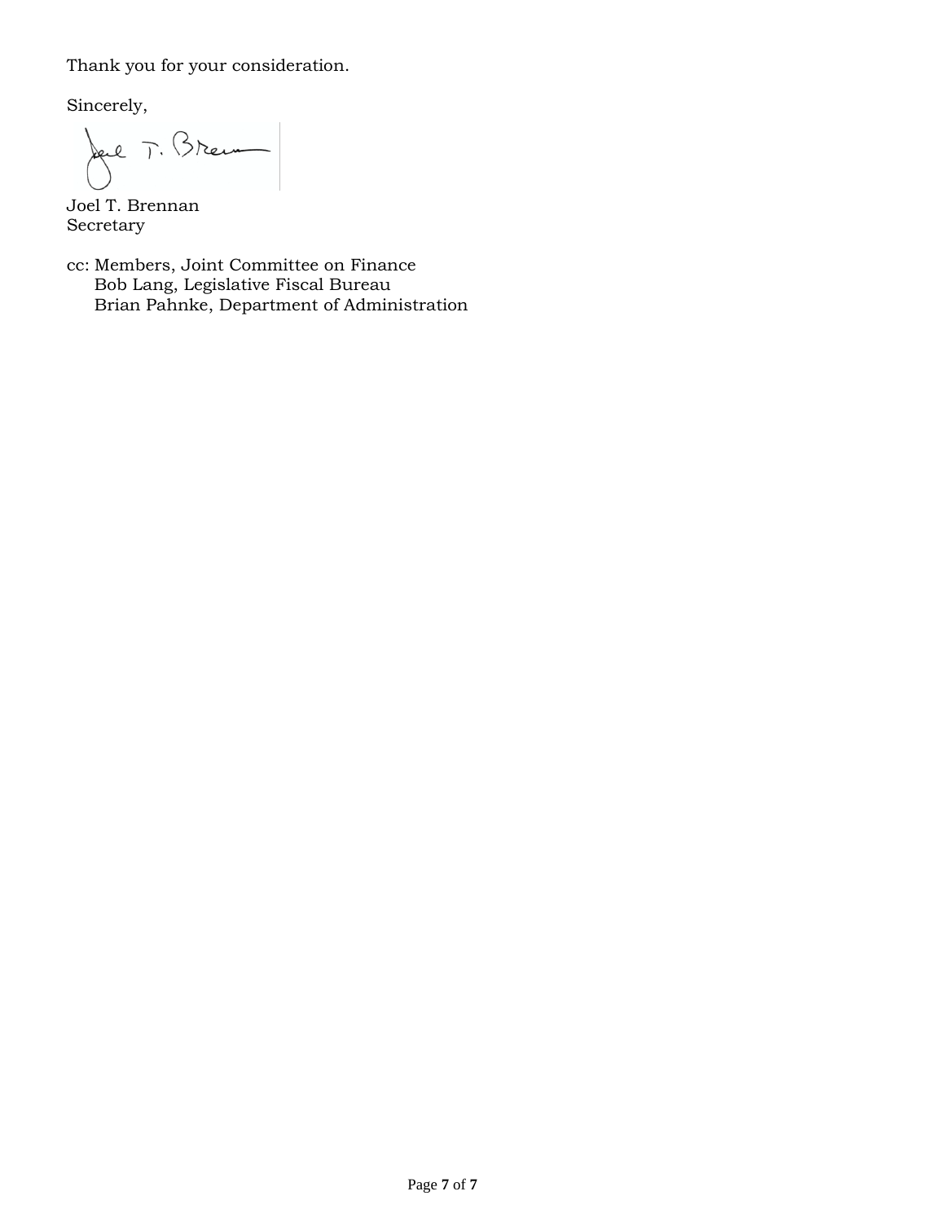Thank you for your consideration.

Sincerely,

Joel T. Brennan
Secretary

cc: Members, Joint Committee on Finance
Bob Lang, Legislative Fiscal Bureau
Brian Pahnke, Department of Administration